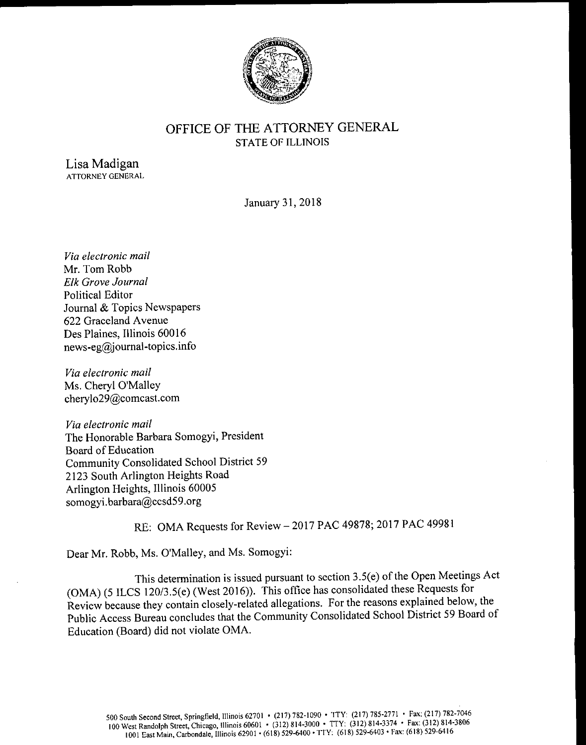# OFFICE OF THE ATTORNEY GENERAL
STATE OF ILLINOIS

Lisa Madigan
ATTORNEY GENERAL

January 31, 2018

*Via electronic mail*
Mr. Tom Robb
*Elk Grove Journal*
Political Editor
Journal & Topics Newspapers
622 Graceland Avenue
Des Plaines, Illinois 60016
news-eg@journal-topics.info

*Via electronic mail*
Ms. Cheryl O'Malley
cherylo29@comcast.com

*Via electronic mail*
The Honorable Barbara Somogyi, President
Board of Education
Community Consolidated School District 59
2123 South Arlington Heights Road
Arlington Heights, Illinois 60005
somogyi.barbara@ccsd59.org

RE: OMA Requests for Review – 2017 PAC 49878; 2017 PAC 49981

Dear Mr. Robb, Ms. O'Malley, and Ms. Somogyi:

This determination is issued pursuant to section 3.5(e) of the Open Meetings Act (OMA) (5 ILCS 120/3.5(e) (West 2016)). This office has consolidated these Requests for Review because they contain closely-related allegations. For the reasons explained below, the Public Access Bureau concludes that the Community Consolidated School District 59 Board of Education (Board) did not violate OMA.

500 South Second Street, Springfield, Illinois 62701 • (217) 782-1090 • TTY: (217) 785-2771 • Fax: (217) 782-7046
100 West Randolph Street, Chicago, Illinois 60601 • (312) 814-3000 • TTY: (312) 814-3374 • Fax: (312) 814-3806
1001 East Main, Carbondale, Illinois 62901 • (618) 529-6400 • TTY: (618) 529-6403 • Fax: (618) 529-6416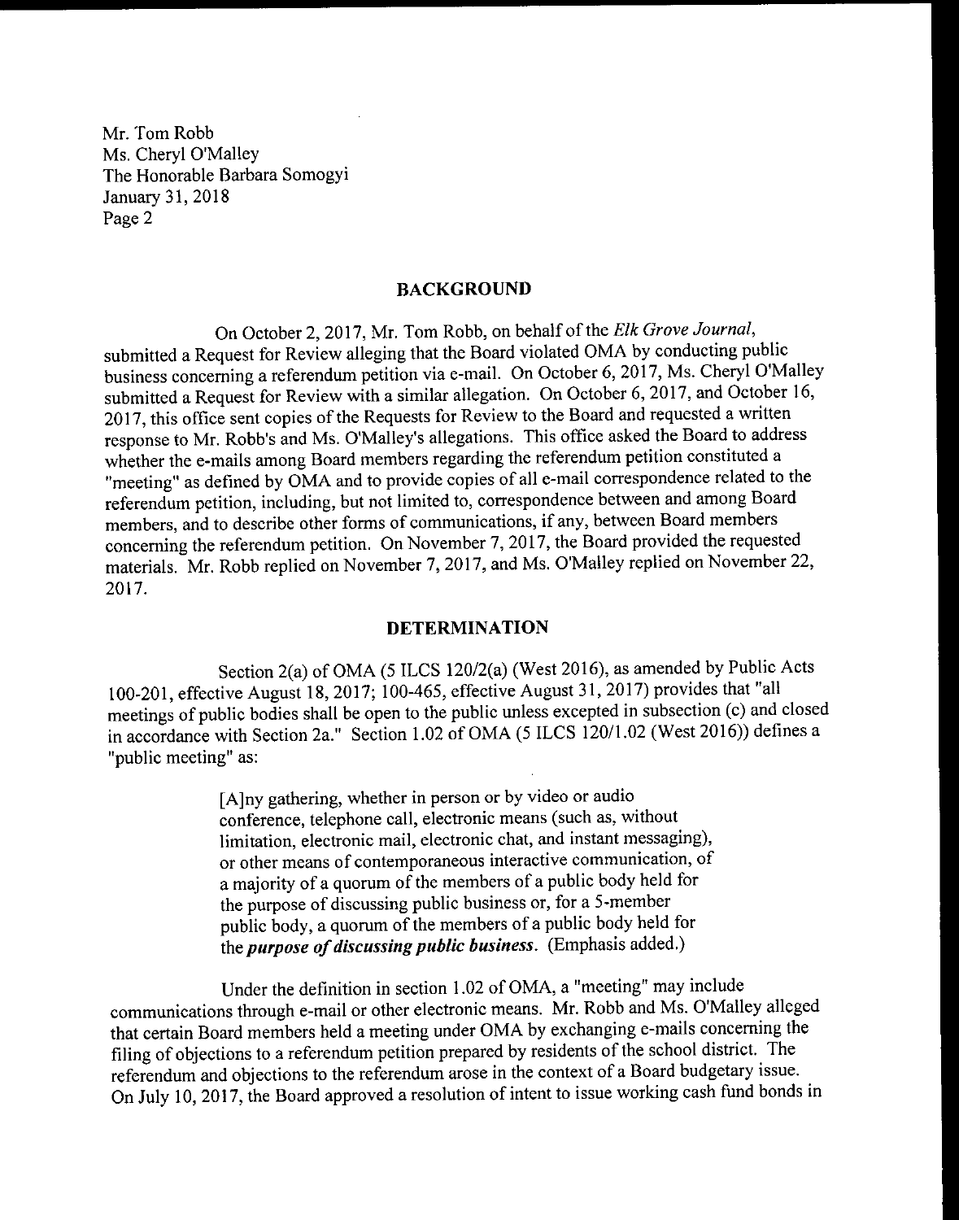Mr. Tom Robb
Ms. Cheryl O'Malley
The Honorable Barbara Somogyi
January 31, 2018

## BACKGROUND

On October 2, 2017, Mr. Tom Robb, on behalf of the *Elk Grove Journal*, submitted a Request for Review alleging that the Board violated OMA by conducting public business concerning a referendum petition via e-mail. On October 6, 2017, Ms. Cheryl O'Malley submitted a Request for Review with a similar allegation. On October 6, 2017, and October 16, 2017, this office sent copies of the Requests for Review to the Board and requested a written response to Mr. Robb's and Ms. O'Malley's allegations. This office asked the Board to address whether the e-mails among Board members regarding the referendum petition constituted a "meeting" as defined by OMA and to provide copies of all e-mail correspondence related to the referendum petition, including, but not limited to, correspondence between and among Board members, and to describe other forms of communications, if any, between Board members concerning the referendum petition. On November 7, 2017, the Board provided the requested materials. Mr. Robb replied on November 7, 2017, and Ms. O'Malley replied on November 22, 2017.

## DETERMINATION

Section 2(a) of OMA (5 ILCS 120/2(a) (West 2016), as amended by Public Acts 100-201, effective August 18, 2017; 100-465, effective August 31, 2017) provides that "all meetings of public bodies shall be open to the public unless excepted in subsection (c) and closed in accordance with Section 2a." Section 1.02 of OMA (5 ILCS 120/1.02 (West 2016)) defines a "public meeting" as:

> [A]ny gathering, whether in person or by video or audio conference, telephone call, electronic means (such as, without limitation, electronic mail, electronic chat, and instant messaging), or other means of contemporaneous interactive communication, of a majority of a quorum of the members of a public body held for the purpose of discussing public business or, for a 5-member public body, a quorum of the members of a public body held for the ***purpose of discussing public business***. (Emphasis added.)

Under the definition in section 1.02 of OMA, a "meeting" may include communications through e-mail or other electronic means. Mr. Robb and Ms. O'Malley alleged that certain Board members held a meeting under OMA by exchanging e-mails concerning the filing of objections to a referendum petition prepared by residents of the school district. The referendum and objections to the referendum arose in the context of a Board budgetary issue. On July 10, 2017, the Board approved a resolution of intent to issue working cash fund bonds in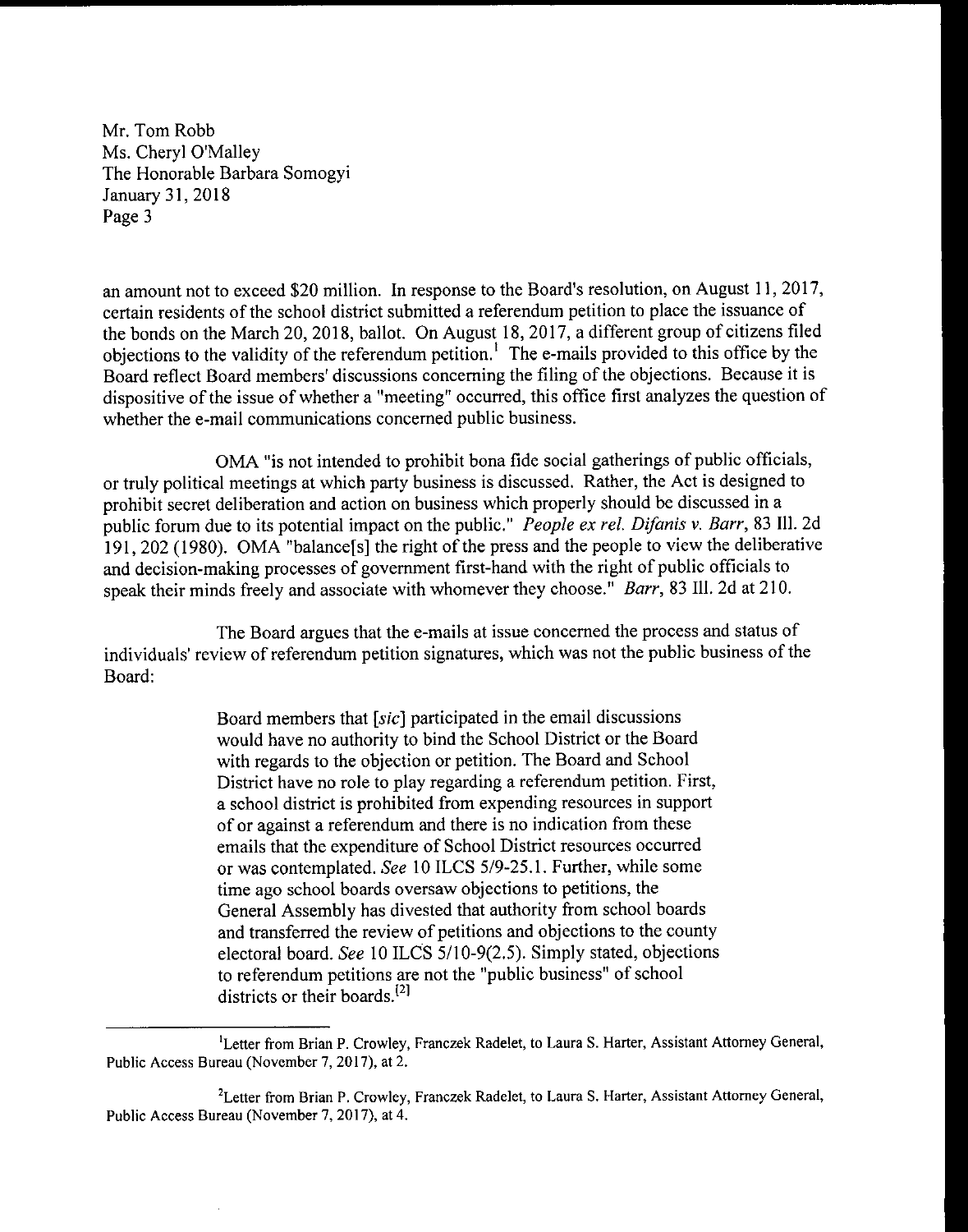an amount not to exceed $20 million. In response to the Board's resolution, on August 11, 2017, certain residents of the school district submitted a referendum petition to place the issuance of the bonds on the March 20, 2018, ballot. On August 18, 2017, a different group of citizens filed objections to the validity of the referendum petition.[1] The e-mails provided to this office by the Board reflect Board members' discussions concerning the filing of the objections. Because it is dispositive of the issue of whether a "meeting" occurred, this office first analyzes the question of whether the e-mail communications concerned public business.

OMA "is not intended to prohibit bona fide social gatherings of public officials, or truly political meetings at which party business is discussed. Rather, the Act is designed to prohibit secret deliberation and action on business which properly should be discussed in a public forum due to its potential impact on the public." *People ex rel. Difanis v. Barr*, 83 Ill. 2d 191, 202 (1980). OMA "balance[s] the right of the press and the people to view the deliberative and decision-making processes of government first-hand with the right of public officials to speak their minds freely and associate with whomever they choose." *Barr*, 83 Ill. 2d at 210.

The Board argues that the e-mails at issue concerned the process and status of individuals' review of referendum petition signatures, which was not the public business of the Board:

> Board members that [*sic*] participated in the email discussions would have no authority to bind the School District or the Board with regards to the objection or petition. The Board and School District have no role to play regarding a referendum petition. First, a school district is prohibited from expending resources in support of or against a referendum and there is no indication from these emails that the expenditure of School District resources occurred or was contemplated. *See* 10 ILCS 5/9-25.1. Further, while some time ago school boards oversaw objections to petitions, the General Assembly has divested that authority from school boards and transferred the review of petitions and objections to the county electoral board. *See* 10 ILCS 5/10-9(2.5). Simply stated, objections to referendum petitions are not the "public business" of school districts or their boards.[2]

---

[1] Letter from Brian P. Crowley, Franczek Radelet, to Laura S. Harter, Assistant Attorney General, Public Access Bureau (November 7, 2017), at 2.

[2] Letter from Brian P. Crowley, Franczek Radelet, to Laura S. Harter, Assistant Attorney General, Public Access Bureau (November 7, 2017), at 4.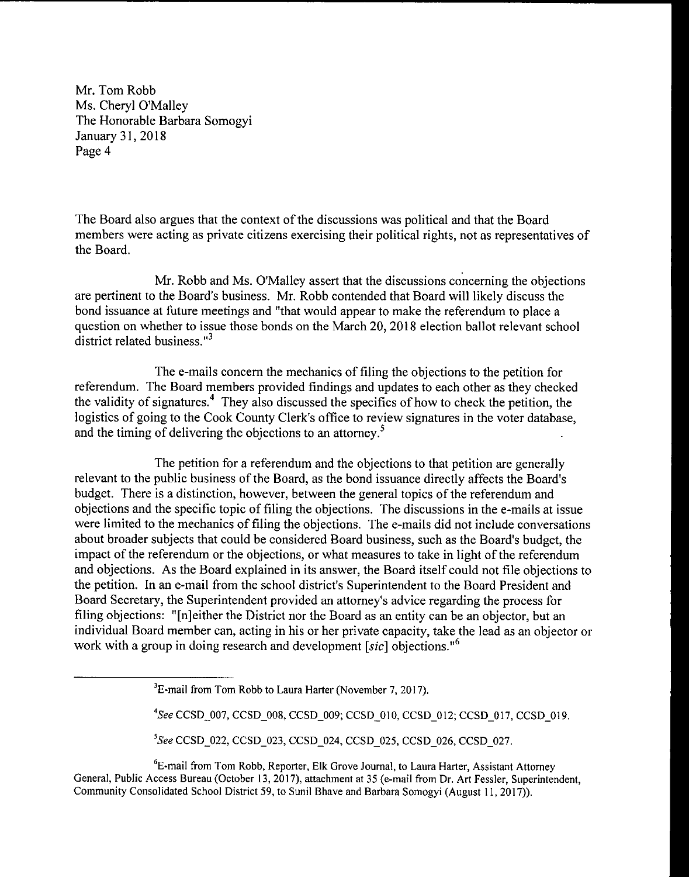The Board also argues that the context of the discussions was political and that the Board members were acting as private citizens exercising their political rights, not as representatives of the Board.

Mr. Robb and Ms. O'Malley assert that the discussions concerning the objections are pertinent to the Board's business. Mr. Robb contended that Board will likely discuss the bond issuance at future meetings and "that would appear to make the referendum to place a question on whether to issue those bonds on the March 20, 2018 election ballot relevant school district related business."[3]

The e-mails concern the mechanics of filing the objections to the petition for referendum. The Board members provided findings and updates to each other as they checked the validity of signatures.[4] They also discussed the specifics of how to check the petition, the logistics of going to the Cook County Clerk's office to review signatures in the voter database, and the timing of delivering the objections to an attorney.[5]

The petition for a referendum and the objections to that petition are generally relevant to the public business of the Board, as the bond issuance directly affects the Board's budget. There is a distinction, however, between the general topics of the referendum and objections and the specific topic of filing the objections. The discussions in the e-mails at issue were limited to the mechanics of filing the objections. The e-mails did not include conversations about broader subjects that could be considered Board business, such as the Board's budget, the impact of the referendum or the objections, or what measures to take in light of the referendum and objections. As the Board explained in its answer, the Board itself could not file objections to the petition. In an e-mail from the school district's Superintendent to the Board President and Board Secretary, the Superintendent provided an attorney's advice regarding the process for filing objections: "[n]either the District nor the Board as an entity can be an objector, but an individual Board member can, acting in his or her private capacity, take the lead as an objector or work with a group in doing research and development [*sic*] objections."[6]

---

[3] E-mail from Tom Robb to Laura Harter (November 7, 2017).

[4] *See* CCSD_007, CCSD_008, CCSD_009; CCSD_010, CCSD_012; CCSD_017, CCSD_019.

[5] *See* CCSD_022, CCSD_023, CCSD_024, CCSD_025, CCSD_026, CCSD_027.

[6] E-mail from Tom Robb, Reporter, Elk Grove Journal, to Laura Harter, Assistant Attorney General, Public Access Bureau (October 13, 2017), attachment at 35 (e-mail from Dr. Art Fessler, Superintendent, Community Consolidated School District 59, to Sunil Bhave and Barbara Somogyi (August 11, 2017)).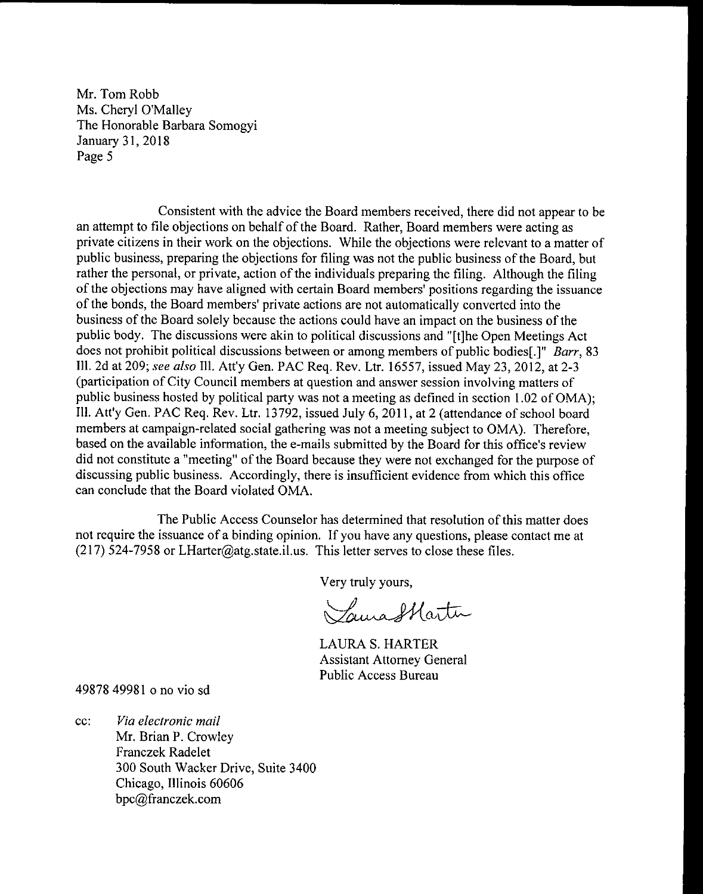Consistent with the advice the Board members received, there did not appear to be an attempt to file objections on behalf of the Board. Rather, Board members were acting as private citizens in their work on the objections. While the objections were relevant to a matter of public business, preparing the objections for filing was not the public business of the Board, but rather the personal, or private, action of the individuals preparing the filing. Although the filing of the objections may have aligned with certain Board members' positions regarding the issuance of the bonds, the Board members' private actions are not automatically converted into the business of the Board solely because the actions could have an impact on the business of the public body. The discussions were akin to political discussions and "[t]he Open Meetings Act does not prohibit political discussions between or among members of public bodies[.]" *Barr*, 83 Ill. 2d at 209; *see also* Ill. Att'y Gen. PAC Req. Rev. Ltr. 16557, issued May 23, 2012, at 2-3 (participation of City Council members at question and answer session involving matters of public business hosted by political party was not a meeting as defined in section 1.02 of OMA); Ill. Att'y Gen. PAC Req. Rev. Ltr. 13792, issued July 6, 2011, at 2 (attendance of school board members at campaign-related social gathering was not a meeting subject to OMA). Therefore, based on the available information, the e-mails submitted by the Board for this office's review did not constitute a "meeting" of the Board because they were not exchanged for the purpose of discussing public business. Accordingly, there is insufficient evidence from which this office can conclude that the Board violated OMA.

The Public Access Counselor has determined that resolution of this matter does not require the issuance of a binding opinion. If you have any questions, please contact me at (217) 524-7958 or LHarter@atg.state.il.us. This letter serves to close these files.

Very truly yours,

LAURA S. HARTER
Assistant Attorney General
Public Access Bureau

49878 49981 o no vio sd

cc: *Via electronic mail*
Mr. Brian P. Crowley
Franczek Radelet
300 South Wacker Drive, Suite 3400
Chicago, Illinois 60606
bpc@franczek.com